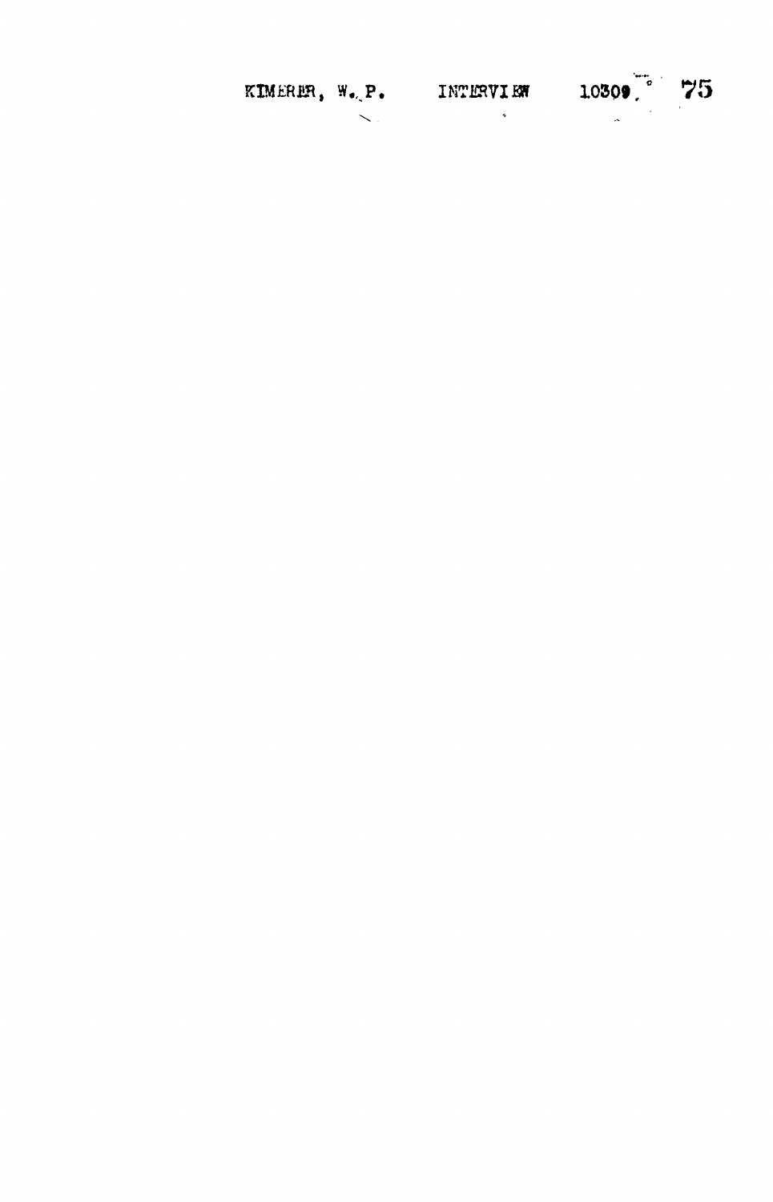KIMERER, W. P. INTERVIEW 10309.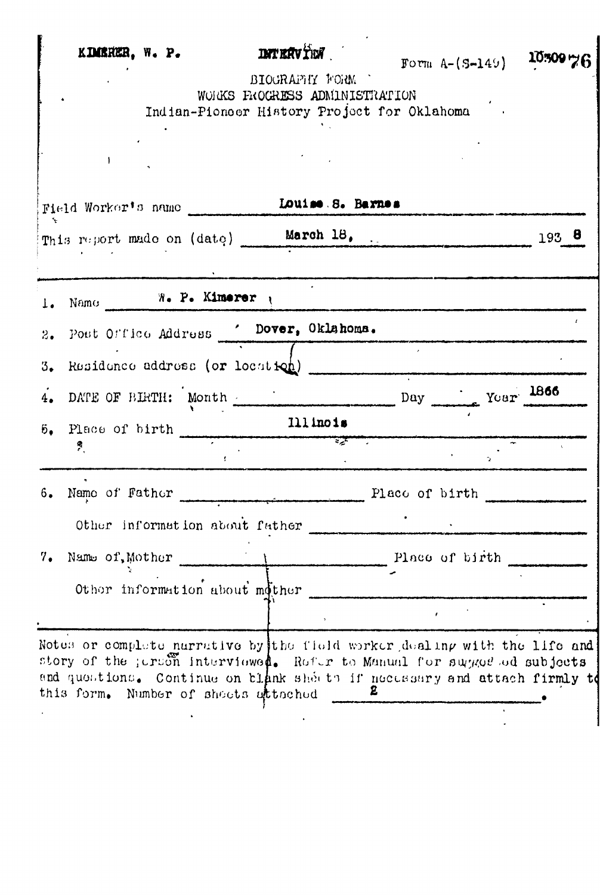KIMERER, W. P. INTERVIEW 10309 76

Form A-(S-149)

BIOGRAPHY FORM
WORKS PROGRESS ADMINISTRATION
Indian-Pioneer History Project for Oklahoma

Field Worker's name Louise S. Barnes

This report made on (date) March 18, 1938

1. Name W. P. Kimerer
2. Post Office Address Dover, Oklahoma.
3. Residence address (or location)
4. DATE OF BIRTH: Month Day Year 1866
5. Place of birth Illinois

6. Name of Father Place of birth

   Other information about father

7. Name of Mother Place of birth

   Other information about mother

Notes or complete narrative by the field worker dealing with the life and story of the person interviewed. Refer to Manual for suggested subjects and questions. Continue on blank sheets if necessary and attach firmly to this form. Number of sheets attached 2.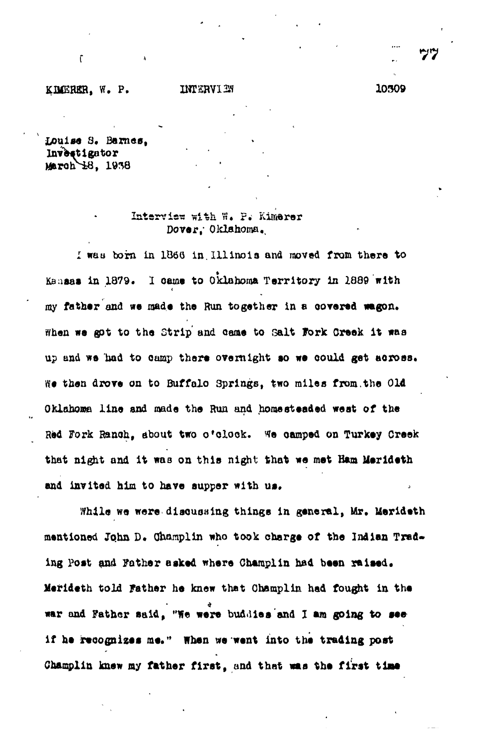KIMERER, W. P.            INTERVIEW            10309

Louise S. Barnes,
Investigator
March 18, 1938

Interview with W. P. Kimerer
Dover, Oklahoma.

I was born in 1866 in Illinois and moved from there to Kansas in 1879. I came to Oklahoma Territory in 1889 with my father and we made the Run together in a covered wagon. When we got to the Strip and came to Salt Fork Creek it was up and we had to camp there overnight so we could get across. We then drove on to Buffalo Springs, two miles from the Old Oklahoma line and made the Run and homesteaded west of the Red Fork Ranch, about two o'clock. We camped on Turkey Creek that night and it was on this night that we met Ham Merideth and invited him to have supper with us.

While we were discussing things in general, Mr. Merideth mentioned John D. Champlin who took charge of the Indian Trading Post and Father asked where Champlin had been raised. Merideth told Father he knew that Champlin had fought in the war and Father said, "We were buddies and I am going to see if he recognizes me." When we went into the trading post Champlin knew my father first, and that was the first time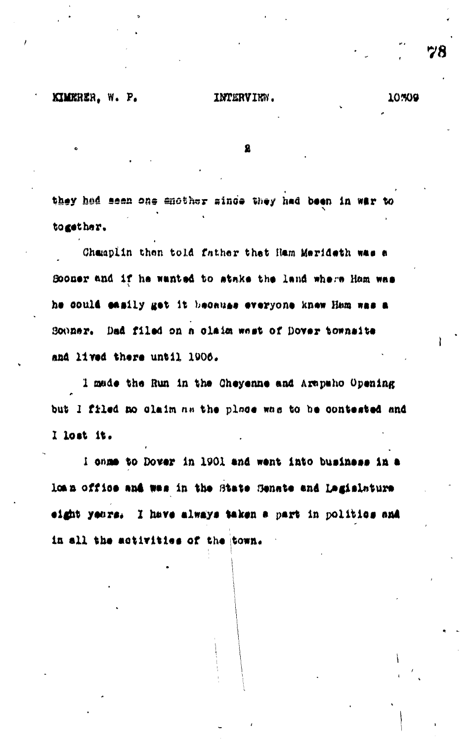they had seen one another since they had been in war to together.

Champlin then told father that Ham Merideth was a Sooner and if he wanted to stake the land where Ham was he could easily get it because everyone knew Ham was a Sooner. Dad filed on a claim west of Dover townsite and lived there until 1906.

I made the Run in the Cheyenne and Arapaho Opening but I filed no claim as the place was to be contested and I lost it.

I came to Dover in 1901 and went into business in a loan office and was in the State Senate and Legislature eight years. I have always taken a part in politics and in all the activities of the town.